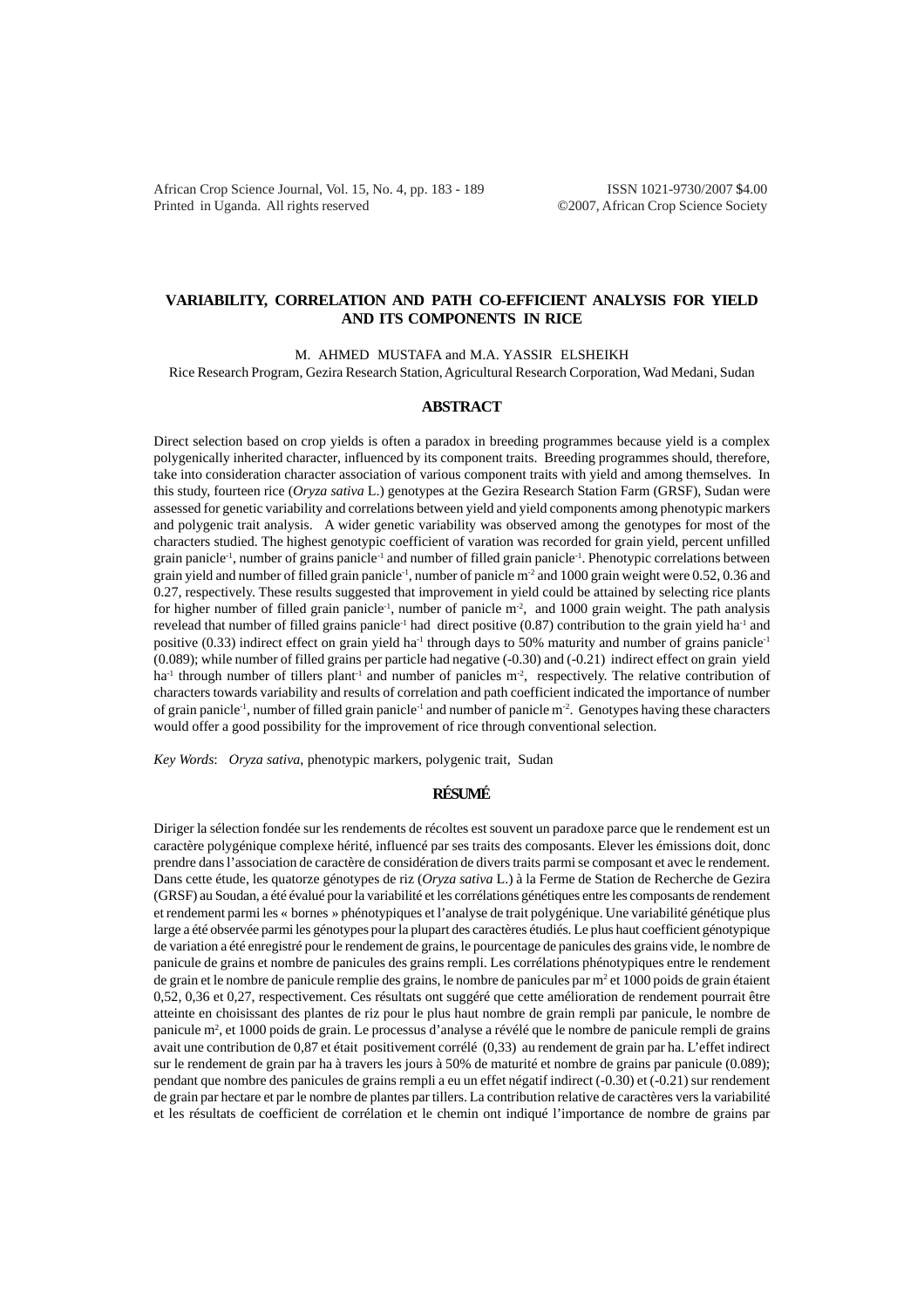# VARIABILITY, CORRELATION AND PATH CO-EFFICIENT ANALYSIS FOR YIELD AND ITS COMPONENTS IN RICE

M. AHMED MUSTAFA and M.A. YASSIR ELSHEIKH

Rice Research Program, Gezira Research Station, Agricultural Research Corporation, Wad Medani, Sudan

## ABSTRACT

Direct selection based on crop yields is often a paradox in breeding programmes because yield is a complex polygenically inherited character, influenced by its component traits. Breeding programmes should, therefore, take into consideration character association of various component traits with yield and among themselves. In this study, fourteen rice (*Oryza sativa* L.) genotypes at the Gezira Research Station Farm (GRSF), Sudan were assessed for genetic variability and correlations between yield and yield components among phenotypic markers and polygenic trait analysis. A wider genetic variability was observed among the genotypes for most of the characters studied. The highest genotypic coefficient of varation was recorded for grain yield, percent unfilled grain panicle$^{-1}$, number of grains panicle$^{-1}$ and number of filled grain panicle$^{-1}$. Phenotypic correlations between grain yield and number of filled grain panicle$^{-1}$, number of panicle m$^{-2}$ and 1000 grain weight were 0.52, 0.36 and 0.27, respectively. These results suggested that improvement in yield could be attained by selecting rice plants for higher number of filled grain panicle$^{-1}$, number of panicle m$^{-2}$, and 1000 grain weight. The path analysis revelead that number of filled grains panicle$^{-1}$ had direct positive (0.87) contribution to the grain yield ha$^{-1}$ and positive (0.33) indirect effect on grain yield ha$^{-1}$ through days to 50% maturity and number of grains panicle$^{-1}$ (0.089); while number of filled grains per particle had negative (-0.30) and (-0.21) indirect effect on grain yield ha$^{-1}$ through number of tillers plant$^{-1}$ and number of panicles m$^{-2}$, respectively. The relative contribution of characters towards variability and results of correlation and path coefficient indicated the importance of number of grain panicle$^{-1}$, number of filled grain panicle$^{-1}$ and number of panicle m$^{-2}$. Genotypes having these characters would offer a good possibility for the improvement of rice through conventional selection.

*Key Words*: *Oryza sativa*, phenotypic markers, polygenic trait, Sudan

## RÉSUMÉ

Diriger la sélection fondée sur les rendements de récoltes est souvent un paradoxe parce que le rendement est un caractère polygénique complexe hérité, influencé par ses traits des composants. Elever les émissions doit, donc prendre dans l'association de caractère de considération de divers traits parmi se composant et avec le rendement. Dans cette étude, les quatorze génotypes de riz (*Oryza sativa* L.) à la Ferme de Station de Recherche de Gezira (GRSF) au Soudan, a été évalué pour la variabilité et les corrélations génétiques entre les composants de rendement et rendement parmi les « bornes » phénotypiques et l'analyse de trait polygénique. Une variabilité génétique plus large a été observée parmi les génotypes pour la plupart des caractères étudiés. Le plus haut coefficient génotypique de variation a été enregistré pour le rendement de grains, le pourcentage de panicules des grains vide, le nombre de panicule de grains et nombre de panicules des grains rempli. Les corrélations phénotypiques entre le rendement de grain et le nombre de panicule remplie des grains, le nombre de panicules par m$^2$ et 1000 poids de grain étaient 0,52, 0,36 et 0,27, respectivement. Ces résultats ont suggéré que cette amélioration de rendement pourrait être atteinte en choisissant des plantes de riz pour le plus haut nombre de grain rempli par panicule, le nombre de panicule m$^2$, et 1000 poids de grain. Le processus d'analyse a révélé que le nombre de panicule rempli de grains avait une contribution de 0,87 et était positivement corrélé (0,33) au rendement de grain par ha. L'effet indirect sur le rendement de grain par ha à travers les jours à 50% de maturité et nombre de grains par panicule (0.089); pendant que nombre des panicules de grains rempli a eu un effet négatif indirect (-0.30) et (-0.21) sur rendement de grain par hectare et par le nombre de plantes par tillers. La contribution relative de caractères vers la variabilité et les résultats de coefficient de corrélation et le chemin ont indiqué l'importance de nombre de grains par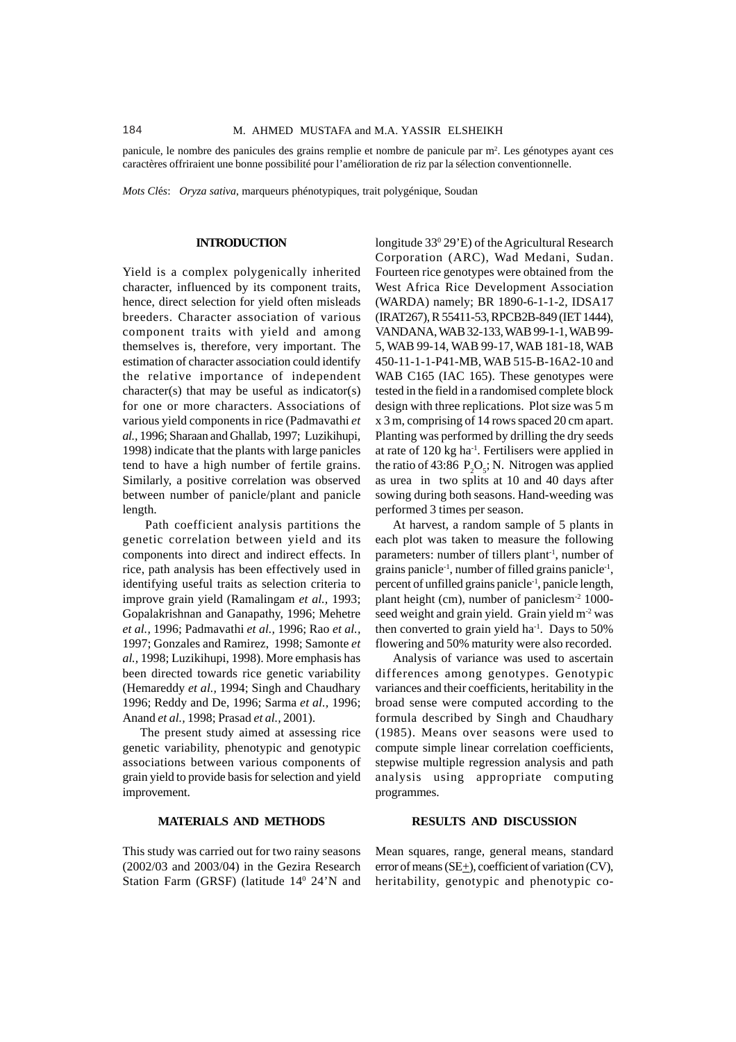panicule, le nombre des panicules des grains remplie et nombre de panicule par m$^2$. Les génotypes ayant ces caractères offriraient une bonne possibilité pour l'amélioration de riz par la sélection conventionnelle.

*Mots Clés*: *Oryza sativa*, marqueurs phénotypiques, trait polygénique, Soudan

## INTRODUCTION

Yield is a complex polygenically inherited character, influenced by its component traits, hence, direct selection for yield often misleads breeders. Character association of various component traits with yield and among themselves is, therefore, very important. The estimation of character association could identify the relative importance of independent character(s) that may be useful as indicator(s) for one or more characters. Associations of various yield components in rice (Padmavathi *et al.*, 1996; Sharaan and Ghallab, 1997; Luzikihupi, 1998) indicate that the plants with large panicles tend to have a high number of fertile grains. Similarly, a positive correlation was observed between number of panicle/plant and panicle length.

Path coefficient analysis partitions the genetic correlation between yield and its components into direct and indirect effects. In rice, path analysis has been effectively used in identifying useful traits as selection criteria to improve grain yield (Ramalingam *et al.*, 1993; Gopalakrishnan and Ganapathy, 1996; Mehetre *et al.*, 1996; Padmavathi *et al.*, 1996; Rao *et al.*, 1997; Gonzales and Ramirez, 1998; Samonte *et al.*, 1998; Luzikihupi, 1998). More emphasis has been directed towards rice genetic variability (Hemareddy *et al.*, 1994; Singh and Chaudhary 1996; Reddy and De, 1996; Sarma *et al.*, 1996; Anand *et al.*, 1998; Prasad *et al.*, 2001).

The present study aimed at assessing rice genetic variability, phenotypic and genotypic associations between various components of grain yield to provide basis for selection and yield improvement.

## MATERIALS AND METHODS

This study was carried out for two rainy seasons (2002/03 and 2003/04) in the Gezira Research Station Farm (GRSF) (latitude 14$^0$ 24'N and longitude 33$^0$ 29'E) of the Agricultural Research Corporation (ARC), Wad Medani, Sudan. Fourteen rice genotypes were obtained from the West Africa Rice Development Association (WARDA) namely; BR 1890-6-1-1-2, IDSA17 (IRAT267), R 55411-53, RPCB2B-849 (IET 1444), VANDANA, WAB 32-133, WAB 99-1-1, WAB 99-5, WAB 99-14, WAB 99-17, WAB 181-18, WAB 450-11-1-1-P41-MB, WAB 515-B-16A2-10 and WAB C165 (IAC 165). These genotypes were tested in the field in a randomised complete block design with three replications. Plot size was 5 m x 3 m, comprising of 14 rows spaced 20 cm apart. Planting was performed by drilling the dry seeds at rate of 120 kg ha$^{-1}$. Fertilisers were applied in the ratio of 43:86 $P_2O_5$; N. Nitrogen was applied as urea in two splits at 10 and 40 days after sowing during both seasons. Hand-weeding was performed 3 times per season.

At harvest, a random sample of 5 plants in each plot was taken to measure the following parameters: number of tillers plant$^{-1}$, number of grains panicle$^{-1}$, number of filled grains panicle$^{-1}$, percent of unfilled grains panicle$^{-1}$, panicle length, plant height (cm), number of paniclesm$^{-2}$ 1000-seed weight and grain yield. Grain yield m$^{-2}$ was then converted to grain yield ha$^{-1}$. Days to 50% flowering and 50% maturity were also recorded.

Analysis of variance was used to ascertain differences among genotypes. Genotypic variances and their coefficients, heritability in the broad sense were computed according to the formula described by Singh and Chaudhary (1985). Means over seasons were used to compute simple linear correlation coefficients, stepwise multiple regression analysis and path analysis using appropriate computing programmes.

## RESULTS AND DISCUSSION

Mean squares, range, general means, standard error of means (SE$\pm$), coefficient of variation (CV), heritability, genotypic and phenotypic co-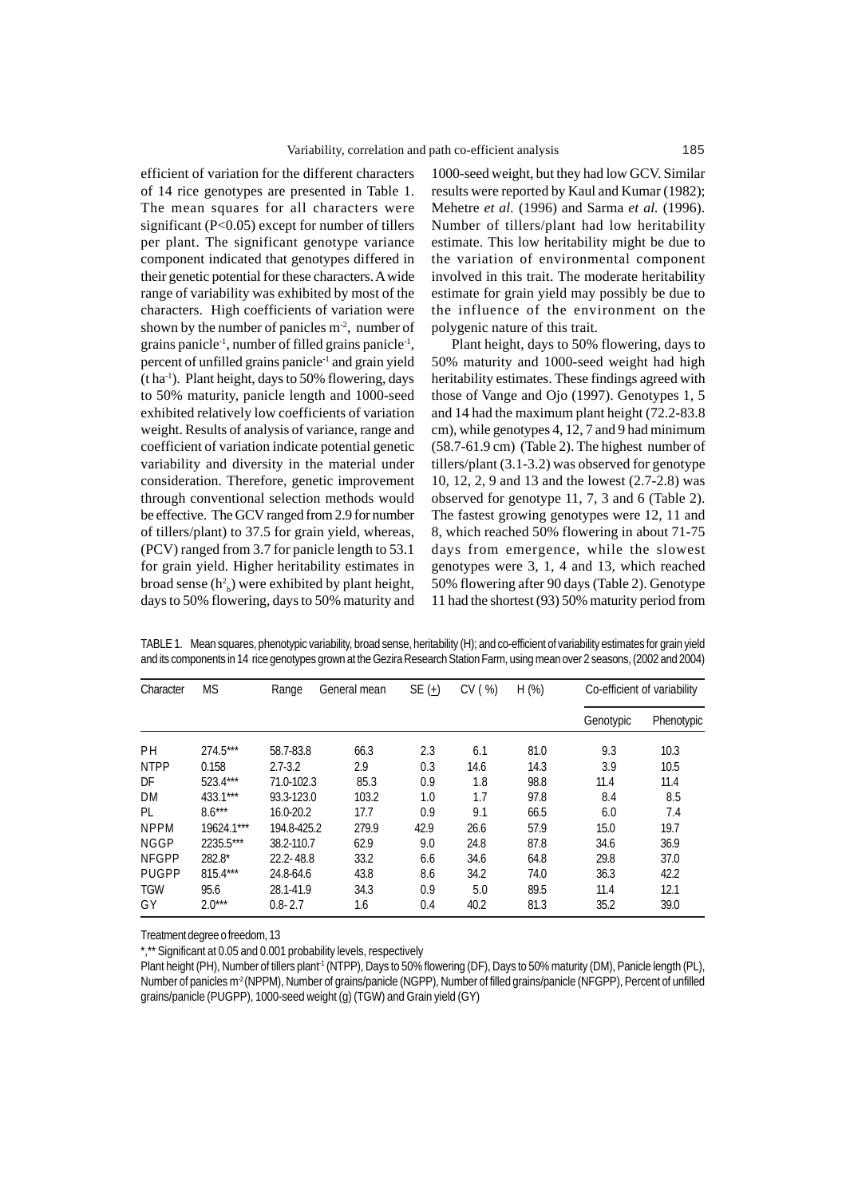efficient of variation for the different characters of 14 rice genotypes are presented in Table 1. The mean squares for all characters were significant ($P<0.05$) except for number of tillers per plant. The significant genotype variance component indicated that genotypes differed in their genetic potential for these characters. A wide range of variability was exhibited by most of the characters. High coefficients of variation were shown by the number of panicles $m^{-2}$, number of grains panicle$^{-1}$, number of filled grains panicle$^{-1}$, percent of unfilled grains panicle$^{-1}$ and grain yield (t $ha^{-1}$). Plant height, days to 50% flowering, days to 50% maturity, panicle length and 1000-seed exhibited relatively low coefficients of variation weight. Results of analysis of variance, range and coefficient of variation indicate potential genetic variability and diversity in the material under consideration. Therefore, genetic improvement through conventional selection methods would be effective. The GCV ranged from 2.9 for number of tillers/plant) to 37.5 for grain yield, whereas, (PCV) ranged from 3.7 for panicle length to 53.1 for grain yield. Higher heritability estimates in broad sense ($h^2_b$) were exhibited by plant height, days to 50% flowering, days to 50% maturity and 1000-seed weight, but they had low GCV. Similar results were reported by Kaul and Kumar (1982); Mehetre *et al.* (1996) and Sarma *et al.* (1996). Number of tillers/plant had low heritability estimate. This low heritability might be due to the variation of environmental component involved in this trait. The moderate heritability estimate for grain yield may possibly be due to the influence of the environment on the polygenic nature of this trait.

Plant height, days to 50% flowering, days to 50% maturity and 1000-seed weight had high heritability estimates. These findings agreed with those of Vange and Ojo (1997). Genotypes 1, 5 and 14 had the maximum plant height (72.2-83.8 cm), while genotypes 4, 12, 7 and 9 had minimum (58.7-61.9 cm) (Table 2). The highest number of tillers/plant (3.1-3.2) was observed for genotype 10, 12, 2, 9 and 13 and the lowest (2.7-2.8) was observed for genotype 11, 7, 3 and 6 (Table 2). The fastest growing genotypes were 12, 11 and 8, which reached 50% flowering in about 71-75 days from emergence, while the slowest genotypes were 3, 1, 4 and 13, which reached 50% flowering after 90 days (Table 2). Genotype 11 had the shortest (93) 50% maturity period from

TABLE 1. Mean squares, phenotypic variability, broad sense, heritability (H); and co-efficient of variability estimates for grain yield and its components in 14 rice genotypes grown at the Gezira Research Station Farm, using mean over 2 seasons, (2002 and 2004)

| Character | MS | Range | General mean | SE (±) | CV (%) | H (%) | Co-efficient of variability | |
|---|---|---|---|---|---|---|---|---|
| | | | | | | | Genotypic | Phenotypic |
| PH | 274.5*** | 58.7-83.8 | 66.3 | 2.3 | 6.1 | 81.0 | 9.3 | 10.3 |
| NTPP | 0.158 | 2.7-3.2 | 2.9 | 0.3 | 14.6 | 14.3 | 3.9 | 10.5 |
| DF | 523.4*** | 71.0-102.3 | 85.3 | 0.9 | 1.8 | 98.8 | 11.4 | 11.4 |
| DM | 433.1*** | 93.3-123.0 | 103.2 | 1.0 | 1.7 | 97.8 | 8.4 | 8.5 |
| PL | 8.6*** | 16.0-20.2 | 17.7 | 0.9 | 9.1 | 66.5 | 6.0 | 7.4 |
| NPPM | 19624.1*** | 194.8-425.2 | 279.9 | 42.9 | 26.6 | 57.9 | 15.0 | 19.7 |
| NGGP | 2235.5*** | 38.2-110.7 | 62.9 | 9.0 | 24.8 | 87.8 | 34.6 | 36.9 |
| NFGPP | 282.8* | 22.2- 48.8 | 33.2 | 6.6 | 34.6 | 64.8 | 29.8 | 37.0 |
| PUGPP | 815.4*** | 24.8-64.6 | 43.8 | 8.6 | 34.2 | 74.0 | 36.3 | 42.2 |
| TGW | 95.6 | 28.1-41.9 | 34.3 | 0.9 | 5.0 | 89.5 | 11.4 | 12.1 |
| GY | 2.0*** | 0.8- 2.7 | 1.6 | 0.4 | 40.2 | 81.3 | 35.2 | 39.0 |

Treatment degree o freedom, 13

*,** Significant at 0.05 and 0.001 probability levels, respectively

Plant height (PH), Number of tillers plant$^{-1}$ (NTPP), Days to 50% flowering (DF), Days to 50% maturity (DM), Panicle length (PL), Number of panicles $m^{-2}$ (NPPM), Number of grains/panicle (NGPP), Number of filled grains/panicle (NFGPP), Percent of unfilled grains/panicle (PUGPP), 1000-seed weight (g) (TGW) and Grain yield (GY)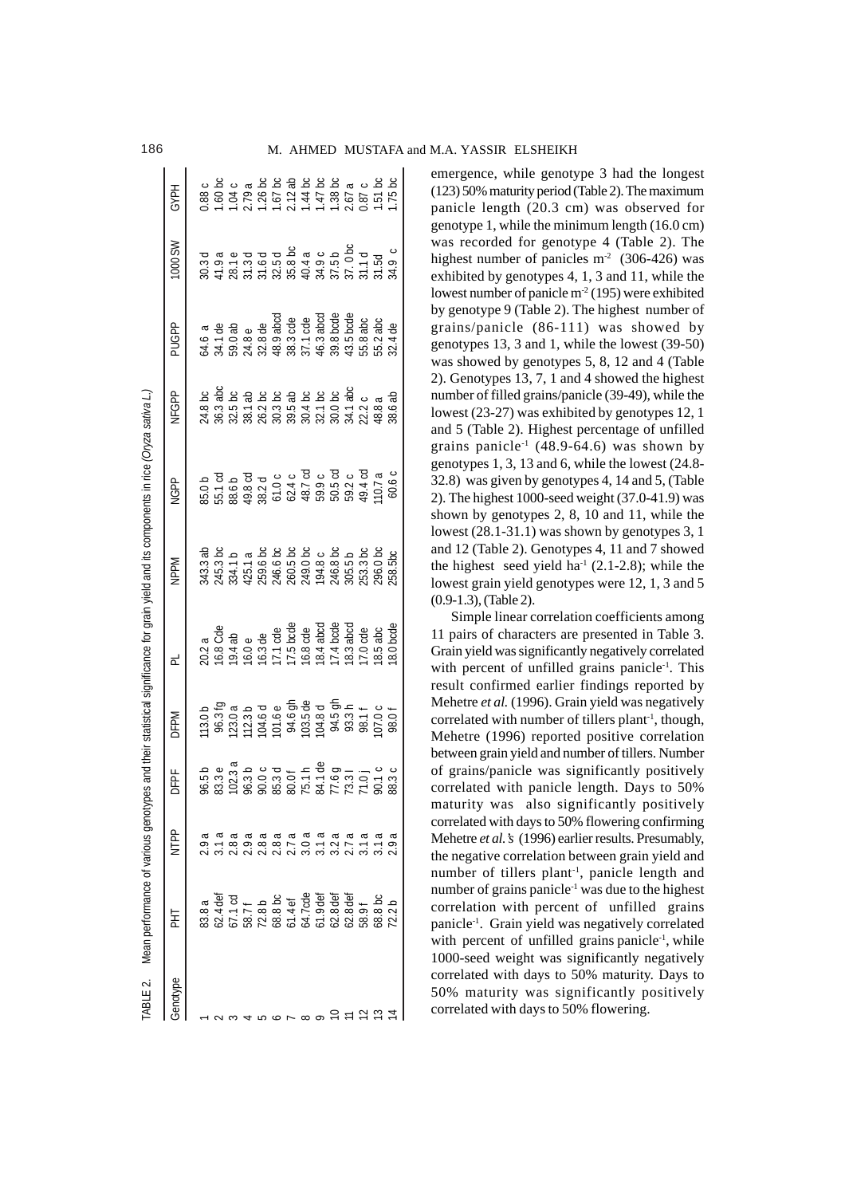TABLE 2. Mean performance of various genotypes and their statistical significance for grain yield and its components in rice (*Oryza sativa L.*)

| Genotype | PHT | NTPP | DFPF | DFPM | PL | NPPM | NGPP | NFGPP | PUGPP | 1000 SW | GYPH |
|---|---|---|---|---|---|---|---|---|---|---|---|
| 1 | 83.8 a | 2.9 a | 96.5 b | 113.0 b | 20.2 a | 343.3 ab | 85.0 b | 24.8 bc | 64.6 a | 30.3 d | 0.88 c |
| 2 | 62.4 def | 3.1 a | 83.3 e | 96.3 fg | 16.8 Cde | 245.3 bc | 55.1 cd | 36.3 abc | 34.1 de | 41.9 a | 1.60 bc |
| 3 | 67.1 cd | 2.8 a | 102.3 a | 123.0 a | 19.4 ab | 334.1 b | 88.6 b | 32.5 bc | 59.0 ab | 28.1 e | 1.04 c |
| 4 | 58.7 f | 2.9 a | 96.3 b | 112.3 b | 16.0 e | 425.1 a | 49.8 cd | 38.1 ab | 24.8 e | 31.3 d | 2.79 a |
| 5 | 72.8 b | 2.8 a | 90.0 c | 104.6 d | 16.3 de | 259.6 bc | 38.2 d | 26.2 bc | 32.8 de | 31.6 d | 1.26 bc |
| 6 | 68.8 bc | 2.8 a | 85.3 d | 101.6 e | 17.1 cde | 246.6 bc | 61.0 c | 30.3 bc | 48.9 abcd | 32.5 d | 1.67 bc |
| 7 | 61.4 ef | 2.7 a | 80.0 f | 94.6 gh | 17.5 bcde | 260.5 bc | 62.4 c | 39.5 ab | 38.3 cde | 35.8 bc | 2.12 ab |
| 8 | 64.7cde | 3.0 a | 75.1 h | 103.5 de | 16.8 cde | 249.0 bc | 48.7 cd | 30.4 bc | 37.1 cde | 40.4 a | 1.44 bc |
| 9 | 61.9 def | 3.1 a | 84.1 de | 104.8 d | 18.4 abcd | 194.8 c | 59.9 c | 32.1 bc | 46.3 abcd | 34.9 c | 1.47 bc |
| 10 | 62.8 def | 3.2 a | 77.6 g | 94.5 gh | 17.4 bcde | 246.8 bc | 50.5 cd | 30.0 bc | 39.8 bcde | 37.5 b | 1.38 bc |
| 11 | 62.8 def | 2.7 a | 73.3 I | 93.3 h | 18.3 abcd | 305.5 b | 59.2 c | 34.1 abc | 43.5 bcde | 37. 0 bc | 2.67 a |
| 12 | 58.9 f | 3.1 a | 71.0 j | 98.1 f | 17.0 cde | 253.3 bc | 49.4 cd | 22.2 c | 55.8 abc | 31.1 d | 0.87 c |
| 13 | 68.8 bc | 3.1 a | 90.1 c | 107.0 c | 18.5 abc | 296.0 bc | 110.7 a | 48.8 a | 55.2 abc | 31.5d | 1.51 bc |
| 14 | 72.2 b | 2.9 a | 88.3 c | 98.0 f | 18.0 bcde | 258.5bc | 60.6 c | 38.6 ab | 32.4 de | 34.9 c | 1.75 bc |

emergence, while genotype 3 had the longest (123) 50% maturity period (Table 2). The maximum panicle length (20.3 cm) was observed for genotype 1, while the minimum length (16.0 cm) was recorded for genotype 4 (Table 2). The highest number of panicles m$^{-2}$ (306-426) was exhibited by genotypes 4, 1, 3 and 11, while the lowest number of panicle m$^{-2}$ (195) were exhibited by genotype 9 (Table 2). The highest number of grains/panicle (86-111) was showed by genotypes 13, 3 and 1, while the lowest (39-50) was showed by genotypes 5, 8, 12 and 4 (Table 2). Genotypes 13, 7, 1 and 4 showed the highest number of filled grains/panicle (39-49), while the lowest (23-27) was exhibited by genotypes 12, 1 and 5 (Table 2). Highest percentage of unfilled grains panicle$^{-1}$ (48.9-64.6) was shown by genotypes 1, 3, 13 and 6, while the lowest (24.8-32.8) was given by genotypes 4, 14 and 5, (Table 2). The highest 1000-seed weight (37.0-41.9) was shown by genotypes 2, 8, 10 and 11, while the lowest (28.1-31.1) was shown by genotypes 3, 1 and 12 (Table 2). Genotypes 4, 11 and 7 showed the highest seed yield ha$^{-1}$ (2.1-2.8); while the lowest grain yield genotypes were 12, 1, 3 and 5 (0.9-1.3), (Table 2).

Simple linear correlation coefficients among 11 pairs of characters are presented in Table 3. Grain yield was significantly negatively correlated with percent of unfilled grains panicle$^{-1}$. This result confirmed earlier findings reported by Mehetre *et al.* (1996). Grain yield was negatively correlated with number of tillers plant$^{-1}$, though, Mehetre (1996) reported positive correlation between grain yield and number of tillers. Number of grains/panicle was significantly positively correlated with panicle length. Days to 50% maturity was also significantly positively correlated with days to 50% flowering confirming Mehetre *et al.*'s (1996) earlier results. Presumably, the negative correlation between grain yield and number of tillers plant$^{-1}$, panicle length and number of grains panicle$^{-1}$ was due to the highest correlation with percent of unfilled grains panicle$^{-1}$. Grain yield was negatively correlated with percent of unfilled grains panicle$^{-1}$, while 1000-seed weight was significantly negatively correlated with days to 50% maturity. Days to 50% maturity was significantly positively correlated with days to 50% flowering.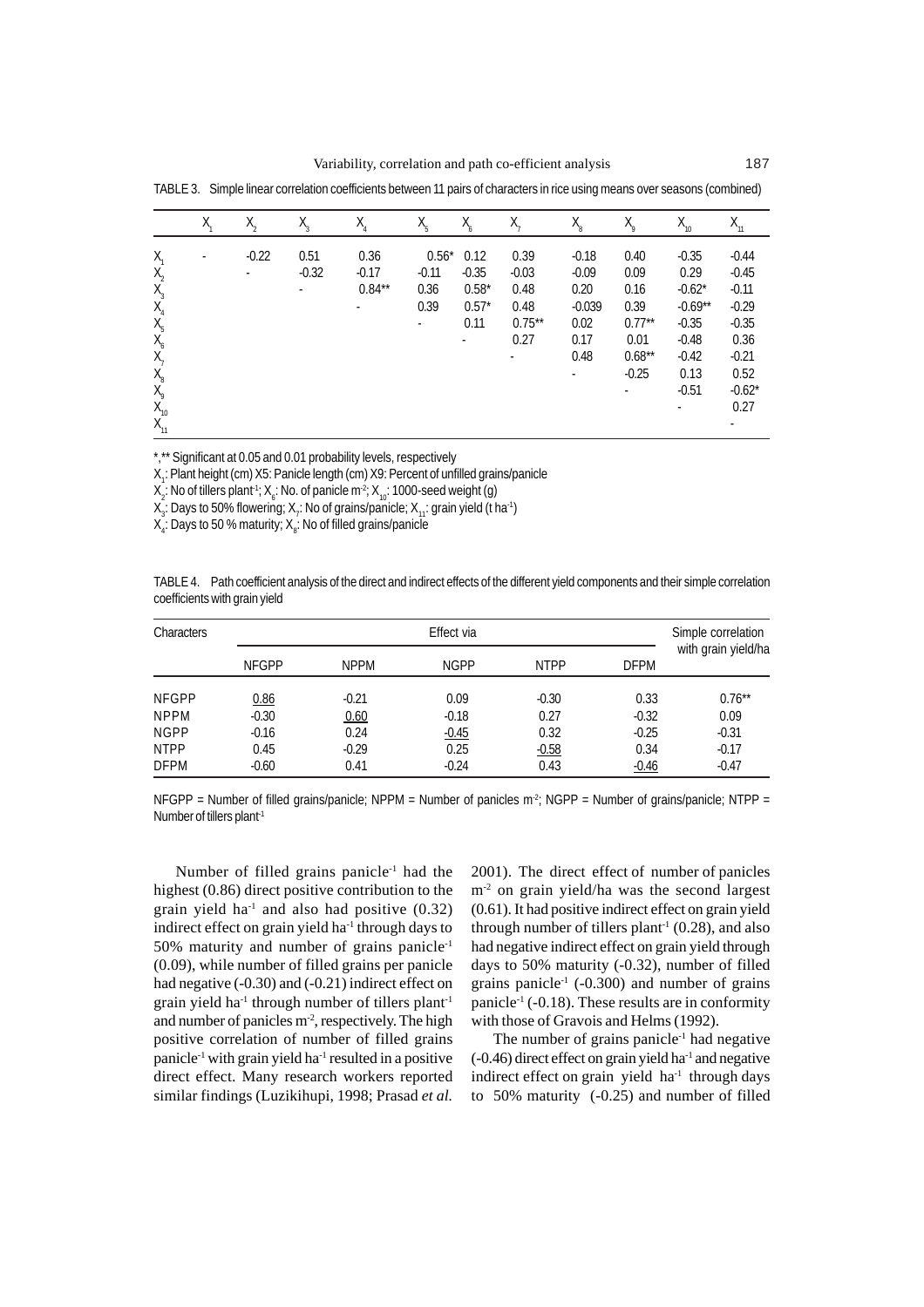TABLE 3. Simple linear correlation coefficients between 11 pairs of characters in rice using means over seasons (combined)

| | $X_1$ | $X_2$ | $X_3$ | $X_4$ | $X_5$ | $X_6$ | $X_7$ | $X_8$ | $X_9$ | $X_{10}$ | $X_{11}$ |
|---|---|---|---|---|---|---|---|---|---|---|---|
| $X_1$ | - | -0.22 | 0.51 | 0.36 | 0.56* | 0.12 | 0.39 | -0.18 | 0.40 | -0.35 | -0.44 |
| $X_2$ | | - | -0.32 | -0.17 | -0.11 | -0.35 | -0.03 | -0.09 | 0.09 | 0.29 | -0.45 |
| $X_3$ | | | - | 0.84** | 0.36 | 0.58* | 0.48 | 0.20 | 0.16 | -0.62* | -0.11 |
| $X_4$ | | | | - | 0.39 | 0.57* | 0.48 | -0.039 | 0.39 | -0.69** | -0.29 |
| $X_5$ | | | | | - | 0.11 | 0.75** | 0.02 | 0.77** | -0.35 | -0.35 |
| $X_6$ | | | | | | - | 0.27 | 0.17 | 0.01 | -0.48 | 0.36 |
| $X_7$ | | | | | | | - | 0.48 | 0.68** | -0.42 | -0.21 |
| $X_8$ | | | | | | | | - | -0.25 | 0.13 | 0.52 |
| $X_9$ | | | | | | | | | - | -0.51 | -0.62* |
| $X_{10}$ | | | | | | | | | | - | 0.27 |
| $X_{11}$ | | | | | | | | | | | - |

*,** Significant at 0.05 and 0.01 probability levels, respectively

$X_1$: Plant height (cm) X5: Panicle length (cm) X9: Percent of unfilled grains/panicle

$X_2$: No of tillers plant$^{-1}$; $X_6$: No. of panicle m$^{-2}$; $X_{10}$: 1000-seed weight (g)

$X_3$: Days to 50% flowering; $X_7$: No of grains/panicle; $X_{11}$: grain yield (t ha$^{-1}$)

$X_4$: Days to 50 % maturity; $X_8$: No of filled grains/panicle

TABLE 4. Path coefficient analysis of the direct and indirect effects of the different yield components and their simple correlation coefficients with grain yield

| Characters | Effect via | | | | | Simple correlation with grain yield/ha |
|---|---|---|---|---|---|---|
| | NFGPP | NPPM | NGPP | NTPP | DFPM | |
| NFGPP | <u>0.86</u> | -0.21 | 0.09 | -0.30 | 0.33 | 0.76** |
| NPPM | -0.30 | <u>0.60</u> | -0.18 | 0.27 | -0.32 | 0.09 |
| NGPP | -0.16 | 0.24 | <u>-0.45</u> | 0.32 | -0.25 | -0.31 |
| NTPP | 0.45 | -0.29 | 0.25 | <u>-0.58</u> | 0.34 | -0.17 |
| DFPM | -0.60 | 0.41 | -0.24 | 0.43 | <u>-0.46</u> | -0.47 |

NFGPP = Number of filled grains/panicle; NPPM = Number of panicles m$^{-2}$; NGPP = Number of grains/panicle; NTPP = Number of tillers plant$^{-1}$

Number of filled grains panicle$^{-1}$ had the highest (0.86) direct positive contribution to the grain yield ha$^{-1}$ and also had positive (0.32) indirect effect on grain yield ha$^{-1}$ through days to 50% maturity and number of grains panicle$^{-1}$ (0.09), while number of filled grains per panicle had negative (-0.30) and (-0.21) indirect effect on grain yield ha$^{-1}$ through number of tillers plant$^{-1}$ and number of panicles m$^{-2}$, respectively. The high positive correlation of number of filled grains panicle$^{-1}$ with grain yield ha$^{-1}$ resulted in a positive direct effect. Many research workers reported similar findings (Luzikihupi, 1998; Prasad *et al.* 2001). The direct effect of number of panicles m$^{-2}$ on grain yield/ha was the second largest (0.61). It had positive indirect effect on grain yield through number of tillers plant$^{-1}$ (0.28), and also had negative indirect effect on grain yield through days to 50% maturity (-0.32), number of filled grains panicle$^{-1}$ (-0.300) and number of grains panicle$^{-1}$ (-0.18). These results are in conformity with those of Gravois and Helms (1992).

The number of grains panicle$^{-1}$ had negative (-0.46) direct effect on grain yield ha$^{-1}$ and negative indirect effect on grain yield ha$^{-1}$ through days to 50% maturity (-0.25) and number of filled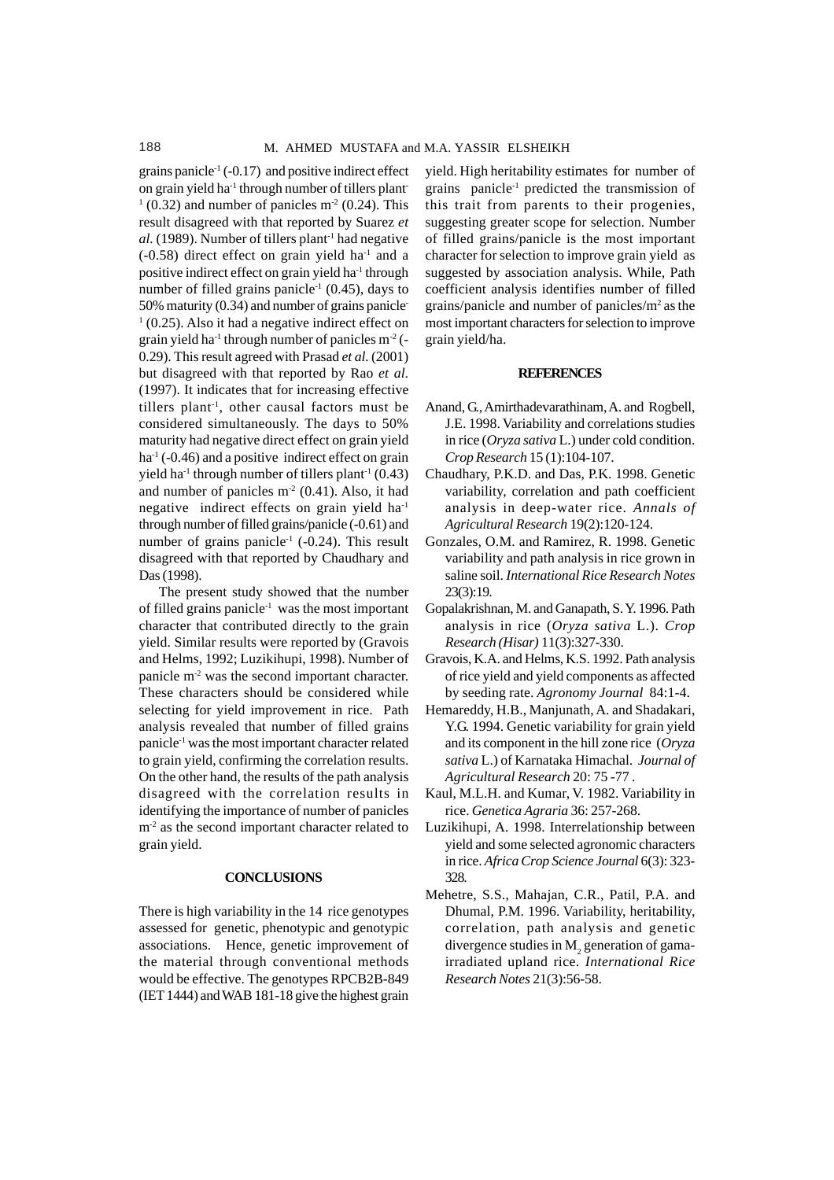grains panicle$^{-1}$ (-0.17) and positive indirect effect on grain yield ha$^{-1}$ through number of tillers plant$^{-1}$ (0.32) and number of panicles m$^{-2}$ (0.24). This result disagreed with that reported by Suarez *et al.* (1989). Number of tillers plant$^{-1}$ had negative (-0.58) direct effect on grain yield ha$^{-1}$ and a positive indirect effect on grain yield ha$^{-1}$ through number of filled grains panicle$^{-1}$ (0.45), days to 50% maturity (0.34) and number of grains panicle$^{-1}$ (0.25). Also it had a negative indirect effect on grain yield ha$^{-1}$ through number of panicles m$^{-2}$ (-0.29). This result agreed with Prasad *et al.* (2001) but disagreed with that reported by Rao *et al.* (1997). It indicates that for increasing effective tillers plant$^{-1}$, other causal factors must be considered simultaneously. The days to 50% maturity had negative direct effect on grain yield ha$^{-1}$ (-0.46) and a positive indirect effect on grain yield ha$^{-1}$ through number of tillers plant$^{-1}$ (0.43) and number of panicles m$^{-2}$ (0.41). Also, it had negative indirect effects on grain yield ha$^{-1}$ through number of filled grains/panicle (-0.61) and number of grains panicle$^{-1}$ (-0.24). This result disagreed with that reported by Chaudhary and Das (1998).

The present study showed that the number of filled grains panicle$^{-1}$ was the most important character that contributed directly to the grain yield. Similar results were reported by (Gravois and Helms, 1992; Luzikihupi, 1998). Number of panicle m$^{-2}$ was the second important character. These characters should be considered while selecting for yield improvement in rice. Path analysis revealed that number of filled grains panicle$^{-1}$ was the most important character related to grain yield, confirming the correlation results. On the other hand, the results of the path analysis disagreed with the correlation results in identifying the importance of number of panicles m$^{-2}$ as the second important character related to grain yield.

## CONCLUSIONS

There is high variability in the 14 rice genotypes assessed for genetic, phenotypic and genotypic associations. Hence, genetic improvement of the material through conventional methods would be effective. The genotypes RPCB2B-849 (IET 1444) and WAB 181-18 give the highest grain yield. High heritability estimates for number of grains panicle$^{-1}$ predicted the transmission of this trait from parents to their progenies, suggesting greater scope for selection. Number of filled grains/panicle is the most important character for selection to improve grain yield as suggested by association analysis. While, Path coefficient analysis identifies number of filled grains/panicle and number of panicles/m$^2$ as the most important characters for selection to improve grain yield/ha.

## REFERENCES

Anand, G., Amirthadevarathinam, A. and Rogbell, J.E. 1998. Variability and correlations studies in rice (*Oryza sativa* L.) under cold condition. *Crop Research* 15 (1):104-107.

Chaudhary, P.K.D. and Das, P.K. 1998. Genetic variability, correlation and path coefficient analysis in deep-water rice. *Annals of Agricultural Research* 19(2):120-124.

Gonzales, O.M. and Ramirez, R. 1998. Genetic variability and path analysis in rice grown in saline soil. *International Rice Research Notes* 23(3):19.

Gopalakrishnan, M. and Ganapath, S. Y. 1996. Path analysis in rice (*Oryza sativa* L.). *Crop Research (Hisar)* 11(3):327-330.

Gravois, K.A. and Helms, K.S. 1992. Path analysis of rice yield and yield components as affected by seeding rate. *Agronomy Journal* 84:1-4.

Hemareddy, H.B., Manjunath, A. and Shadakari, Y.G. 1994. Genetic variability for grain yield and its component in the hill zone rice (*Oryza sativa* L.) of Karnataka Himachal. *Journal of Agricultural Research* 20: 75 -77 .

Kaul, M.L.H. and Kumar, V. 1982. Variability in rice. *Genetica Agraria* 36: 257-268.

Luzikihupi, A. 1998. Interrelationship between yield and some selected agronomic characters in rice. *Africa Crop Science Journal* 6(3): 323-328.

Mehetre, S.S., Mahajan, C.R., Patil, P.A. and Dhumal, P.M. 1996. Variability, heritability, correlation, path analysis and genetic divergence studies in $M_2$ generation of gama-irradiated upland rice. *International Rice Research Notes* 21(3):56-58.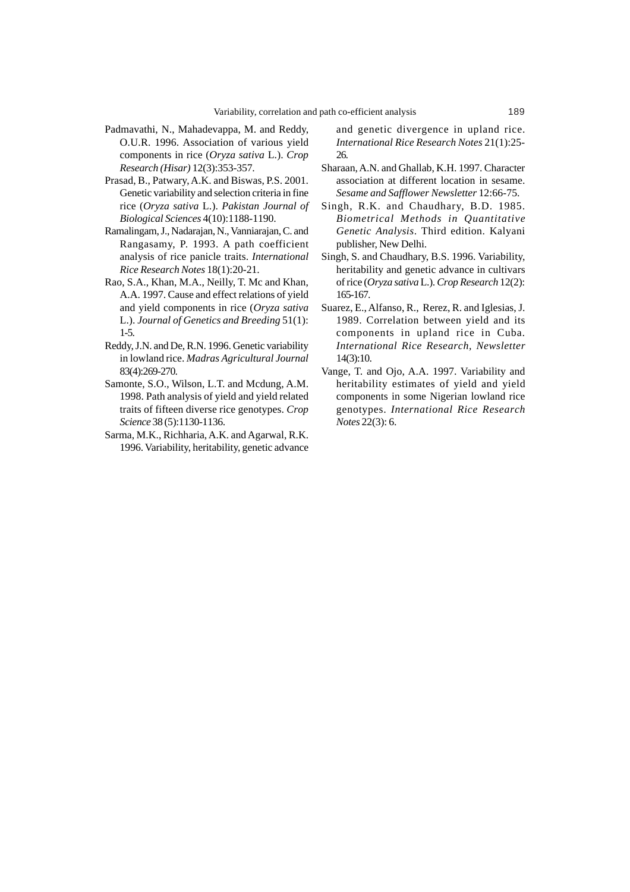Padmavathi, N., Mahadevappa, M. and Reddy, O.U.R. 1996. Association of various yield components in rice (*Oryza sativa* L.). *Crop Research (Hisar)* 12(3):353-357.

Prasad, B., Patwary, A.K. and Biswas, P.S. 2001. Genetic variability and selection criteria in fine rice (*Oryza sativa* L.). *Pakistan Journal of Biological Sciences* 4(10):1188-1190.

Ramalingam, J., Nadarajan, N., Vanniarajan, C. and Rangasamy, P. 1993. A path coefficient analysis of rice panicle traits. *International Rice Research Notes* 18(1):20-21.

Rao, S.A., Khan, M.A., Neilly, T. Mc and Khan, A.A. 1997. Cause and effect relations of yield and yield components in rice (*Oryza sativa* L.). *Journal of Genetics and Breeding* 51(1): 1-5.

Reddy, J.N. and De, R.N. 1996. Genetic variability in lowland rice. *Madras Agricultural Journal* 83(4):269-270.

Samonte, S.O., Wilson, L.T. and Mcdung, A.M. 1998. Path analysis of yield and yield related traits of fifteen diverse rice genotypes. *Crop Science* 38 (5):1130-1136.

Sarma, M.K., Richharia, A.K. and Agarwal, R.K. 1996. Variability, heritability, genetic advance and genetic divergence in upland rice. *International Rice Research Notes* 21(1):25-26.

Sharaan, A.N. and Ghallab, K.H. 1997. Character association at different location in sesame. *Sesame and Safflower Newsletter* 12:66-75.

Singh, R.K. and Chaudhary, B.D. 1985. *Biometrical Methods in Quantitative Genetic Analysis*. Third edition. Kalyani publisher, New Delhi.

Singh, S. and Chaudhary, B.S. 1996. Variability, heritability and genetic advance in cultivars of rice (*Oryza sativa* L.). *Crop Research* 12(2): 165-167.

Suarez, E., Alfanso, R., Rerez, R. and Iglesias, J. 1989. Correlation between yield and its components in upland rice in Cuba. *International Rice Research, Newsletter* 14(3):10.

Vange, T. and Ojo, A.A. 1997. Variability and heritability estimates of yield and yield components in some Nigerian lowland rice genotypes. *International Rice Research Notes* 22(3): 6.